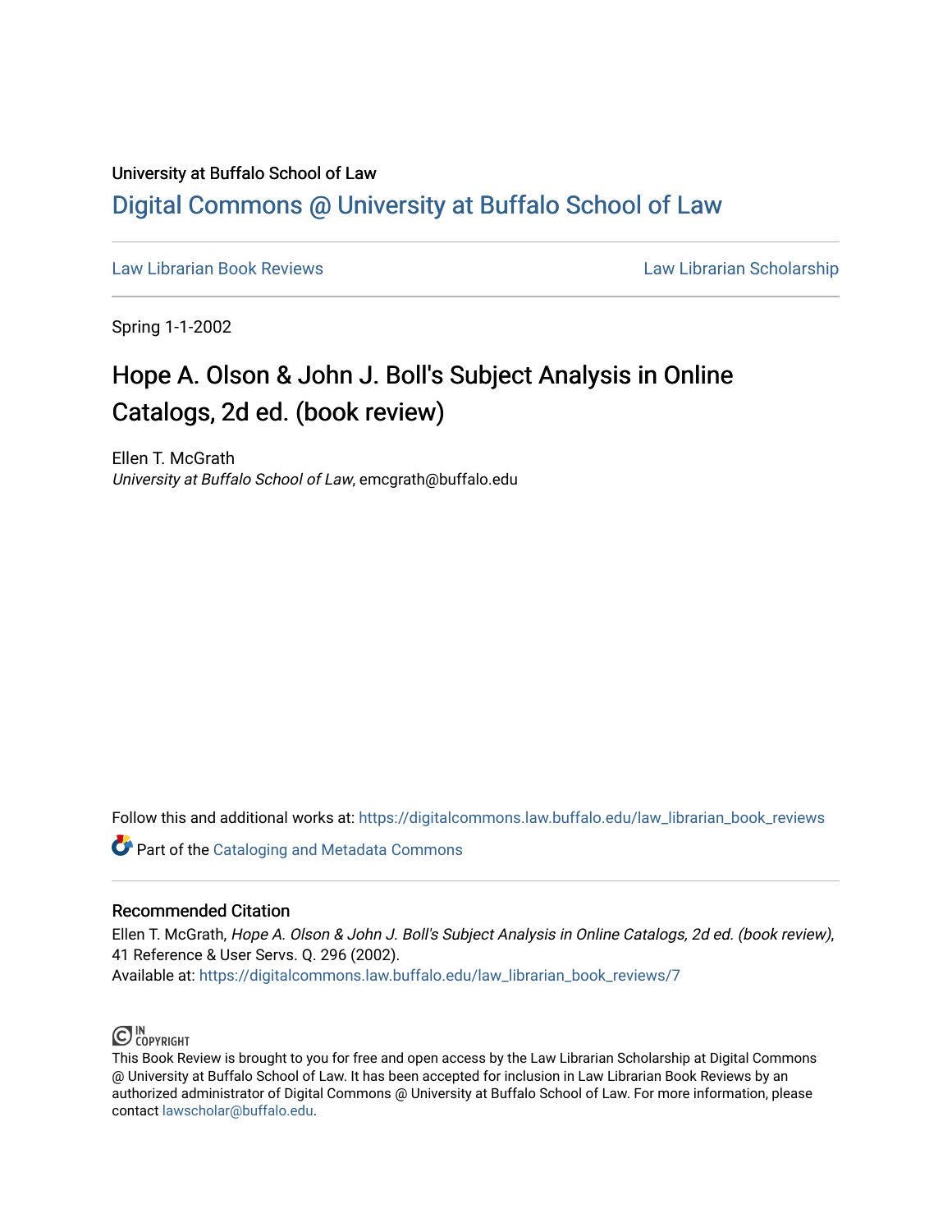University at Buffalo School of Law

# Digital Commons @ University at Buffalo School of Law

Law Librarian Book Reviews | Law Librarian Scholarship

Spring 1-1-2002

# Hope A. Olson & John J. Boll's Subject Analysis in Online Catalogs, 2d ed. (book review)

Ellen T. McGrath
*University at Buffalo School of Law*, emcgrath@buffalo.edu

Follow this and additional works at: https://digitalcommons.law.buffalo.edu/law_librarian_book_reviews

Part of the Cataloging and Metadata Commons

## Recommended Citation

Ellen T. McGrath, *Hope A. Olson & John J. Boll's Subject Analysis in Online Catalogs, 2d ed. (book review)*, 41 Reference & User Servs. Q. 296 (2002).
Available at: https://digitalcommons.law.buffalo.edu/law_librarian_book_reviews/7

IN COPYRIGHT

This Book Review is brought to you for free and open access by the Law Librarian Scholarship at Digital Commons @ University at Buffalo School of Law. It has been accepted for inclusion in Law Librarian Book Reviews by an authorized administrator of Digital Commons @ University at Buffalo School of Law. For more information, please contact lawscholar@buffalo.edu.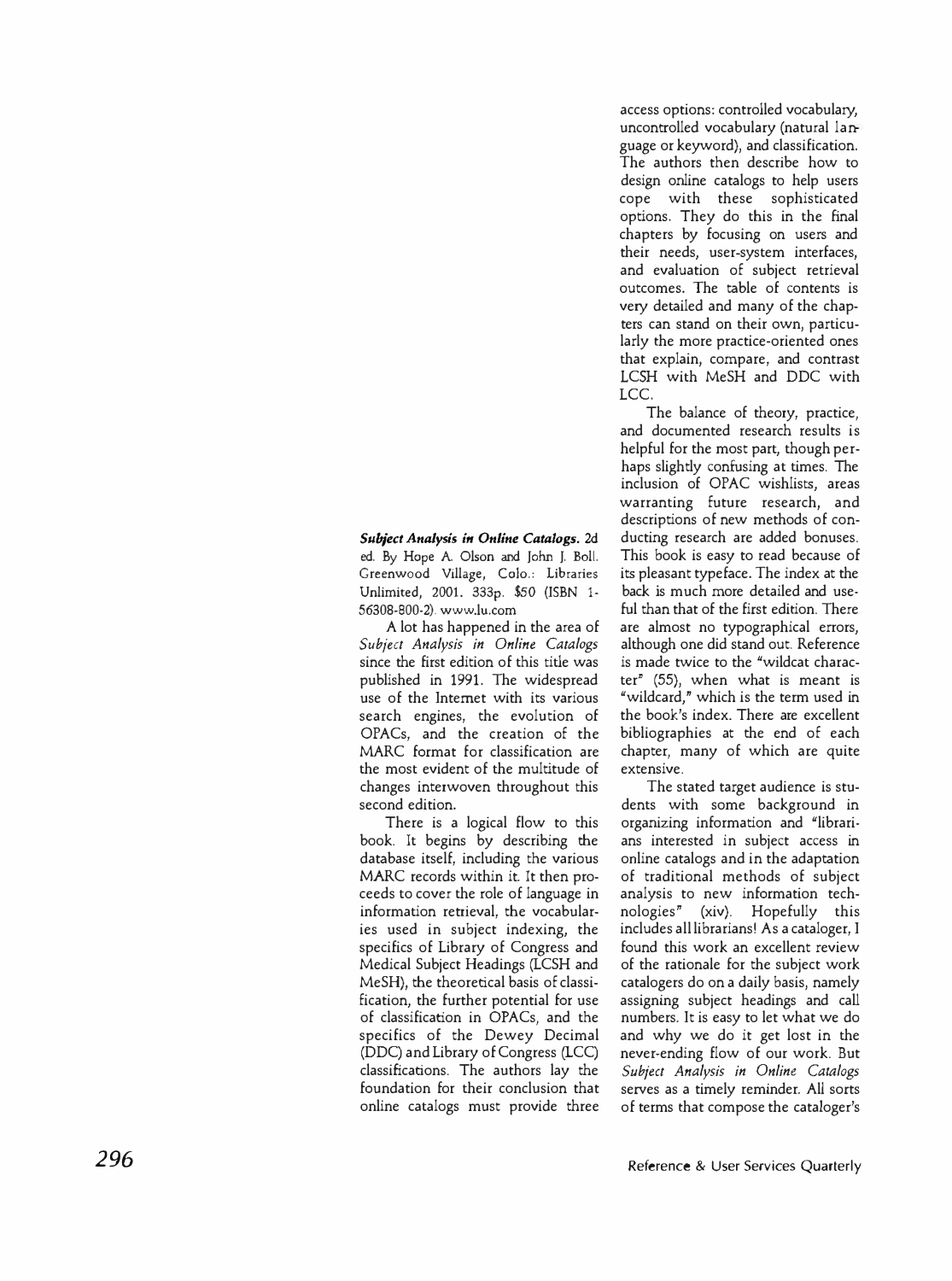***Subject Analysis in Online Catalogs.*** 2d ed. By Hope A. Olson and John J. Boll. Greenwood Village, Colo.: Libraries Unlimited, 2001. 333p. $50 (ISBN 1-56308-800-2). www.lu.com

A lot has happened in the area of *Subject Analysis in Online Catalogs* since the first edition of this title was published in 1991. The widespread use of the Internet with its various search engines, the evolution of OPACs, and the creation of the MARC format for classification are the most evident of the multitude of changes interwoven throughout this second edition.

There is a logical flow to this book. It begins by describing the database itself, including the various MARC records within it. It then proceeds to cover the role of language in information retrieval, the vocabularies used in subject indexing, the specifics of Library of Congress and Medical Subject Headings (LCSH and MeSH), the theoretical basis of classification, the further potential for use of classification in OPACs, and the specifics of the Dewey Decimal (DDC) and Library of Congress (LCC) classifications. The authors lay the foundation for their conclusion that online catalogs must provide three access options: controlled vocabulary, uncontrolled vocabulary (natural language or keyword), and classification. The authors then describe how to design online catalogs to help users cope with these sophisticated options. They do this in the final chapters by focusing on users and their needs, user-system interfaces, and evaluation of subject retrieval outcomes. The table of contents is very detailed and many of the chapters can stand on their own, particularly the more practice-oriented ones that explain, compare, and contrast LCSH with MeSH and DDC with LCC.

The balance of theory, practice, and documented research results is helpful for the most part, though perhaps slightly confusing at times. The inclusion of OPAC wishlists, areas warranting future research, and descriptions of new methods of conducting research are added bonuses. This book is easy to read because of its pleasant typeface. The index at the back is much more detailed and useful than that of the first edition. There are almost no typographical errors, although one did stand out. Reference is made twice to the "wildcat character" (55), when what is meant is "wildcard," which is the term used in the book's index. There are excellent bibliographies at the end of each chapter, many of which are quite extensive.

The stated target audience is students with some background in organizing information and "librarians interested in subject access in online catalogs and in the adaptation of traditional methods of subject analysis to new information technologies" (xiv). Hopefully this includes all librarians! As a cataloger, I found this work an excellent review of the rationale for the subject work catalogers do on a daily basis, namely assigning subject headings and call numbers. It is easy to let what we do and why we do it get lost in the never-ending flow of our work. But *Subject Analysis in Online Catalogs* serves as a timely reminder. All sorts of terms that compose the cataloger's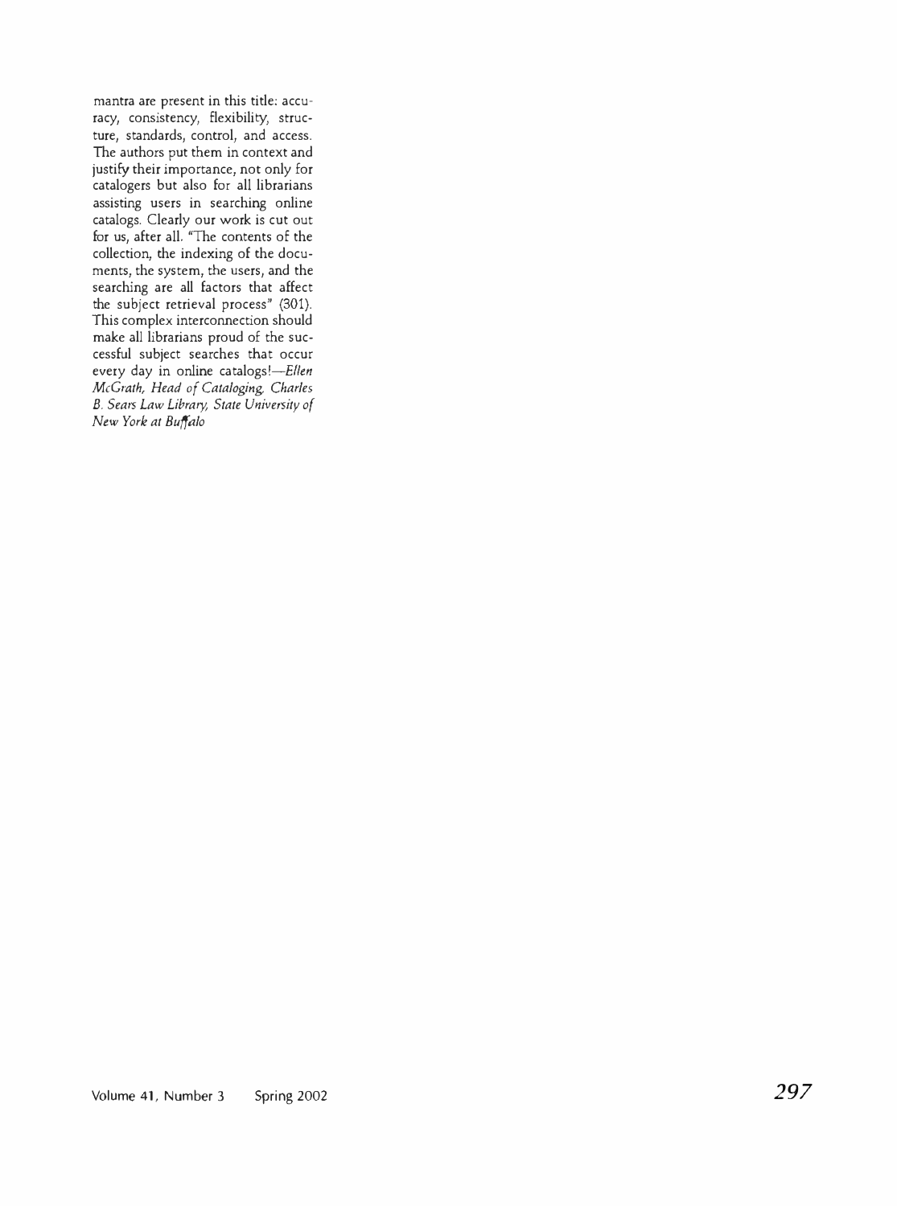mantra are present in this title: accuracy, consistency, flexibility, structure, standards, control, and access. The authors put them in context and justify their importance, not only for catalogers but also for all librarians assisting users in searching online catalogs. Clearly our work is cut out for us, after all. "The contents of the collection, the indexing of the documents, the system, the users, and the searching are all factors that affect the subject retrieval process" (301). This complex interconnection should make all librarians proud of the successful subject searches that occur every day in online catalogs!—*Ellen McGrath, Head of Cataloging, Charles B. Sears Law Library, State University of New York at Buffalo*